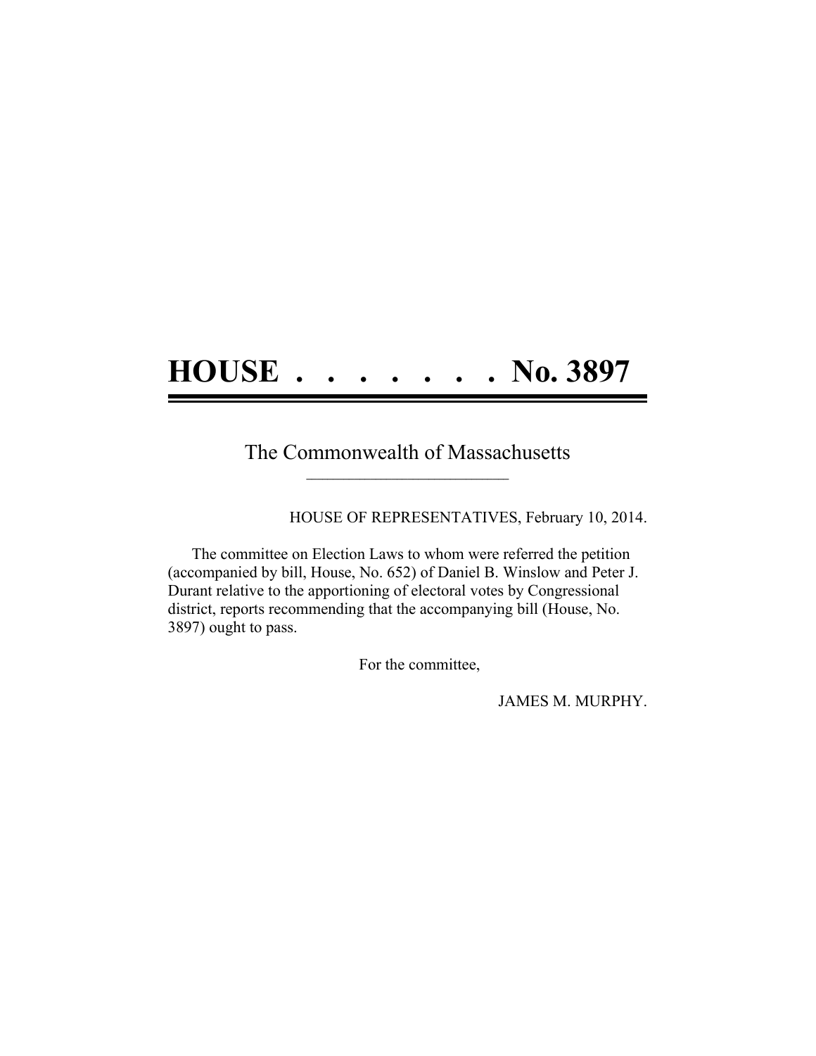# HOUSE . . . . . . . No. 3897

The Commonwealth of Massachusetts

\_\_\_\_\_\_\_\_\_\_\_\_\_\_\_\_\_\_\_\_\_\_\_\_

HOUSE OF REPRESENTATIVES, February 10, 2014.

The committee on Election Laws to whom were referred the petition (accompanied by bill, House, No. 652) of Daniel B. Winslow and Peter J. Durant relative to the apportioning of electoral votes by Congressional district, reports recommending that the accompanying bill (House, No. 3897) ought to pass.

For the committee,

JAMES M. MURPHY.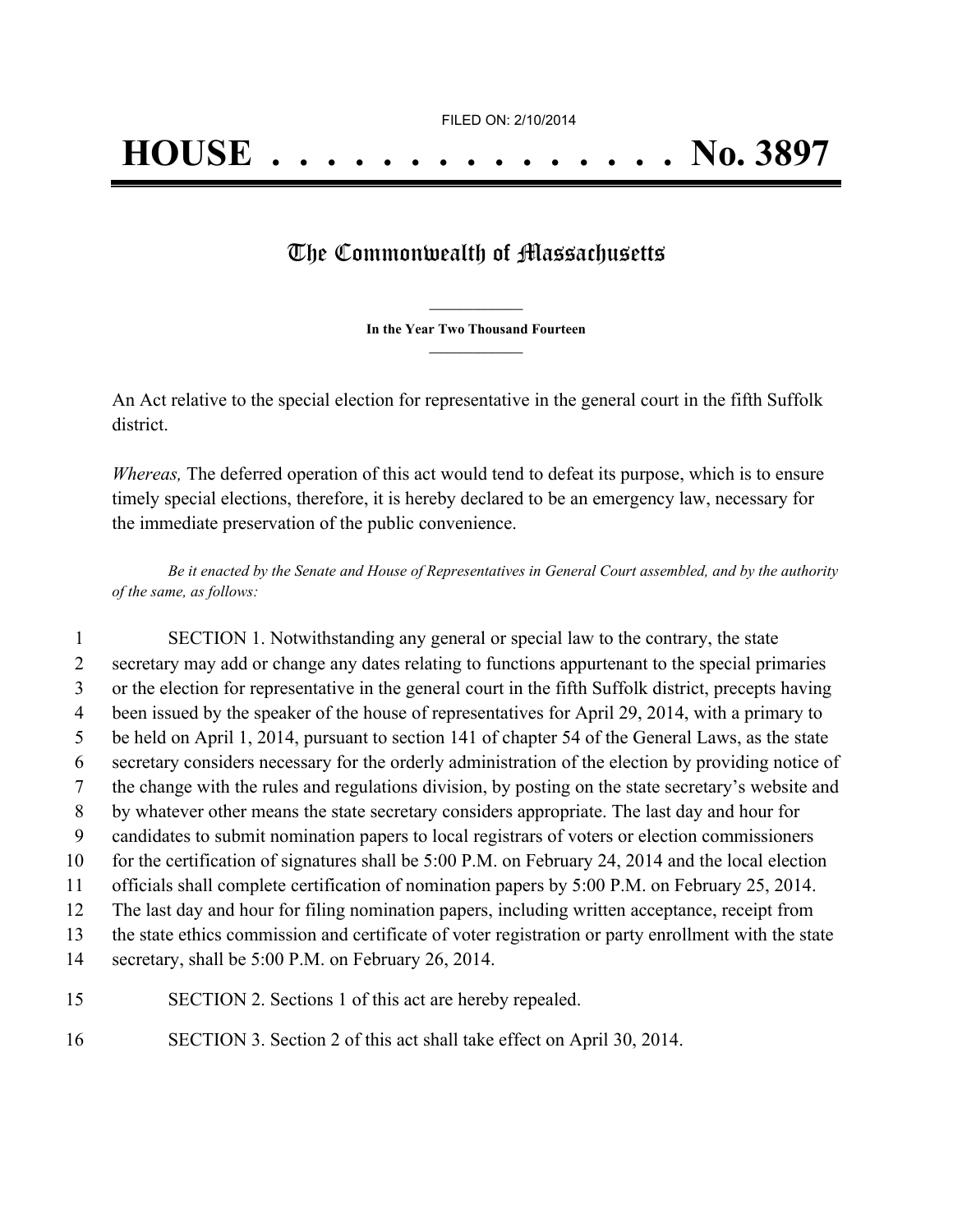FILED ON: 2/10/2014

# HOUSE . . . . . . . . . . . . . . . No. 3897

## The Commonwealth of Massachusetts

**In the Year Two Thousand Fourteen**

An Act relative to the special election for representative in the general court in the fifth Suffolk district.

*Whereas,* The deferred operation of this act would tend to defeat its purpose, which is to ensure timely special elections, therefore, it is hereby declared to be an emergency law, necessary for the immediate preservation of the public convenience.

*Be it enacted by the Senate and House of Representatives in General Court assembled, and by the authority of the same, as follows:*

1 SECTION 1. Notwithstanding any general or special law to the contrary, the state
2 secretary may add or change any dates relating to functions appurtenant to the special primaries
3 or the election for representative in the general court in the fifth Suffolk district, precepts having
4 been issued by the speaker of the house of representatives for April 29, 2014, with a primary to
5 be held on April 1, 2014, pursuant to section 141 of chapter 54 of the General Laws, as the state
6 secretary considers necessary for the orderly administration of the election by providing notice of
7 the change with the rules and regulations division, by posting on the state secretary's website and
8 by whatever other means the state secretary considers appropriate. The last day and hour for
9 candidates to submit nomination papers to local registrars of voters or election commissioners
10 for the certification of signatures shall be 5:00 P.M. on February 24, 2014 and the local election
11 officials shall complete certification of nomination papers by 5:00 P.M. on February 25, 2014.
12 The last day and hour for filing nomination papers, including written acceptance, receipt from
13 the state ethics commission and certificate of voter registration or party enrollment with the state
14 secretary, shall be 5:00 P.M. on February 26, 2014.

15 SECTION 2. Sections 1 of this act are hereby repealed.

16 SECTION 3. Section 2 of this act shall take effect on April 30, 2014.